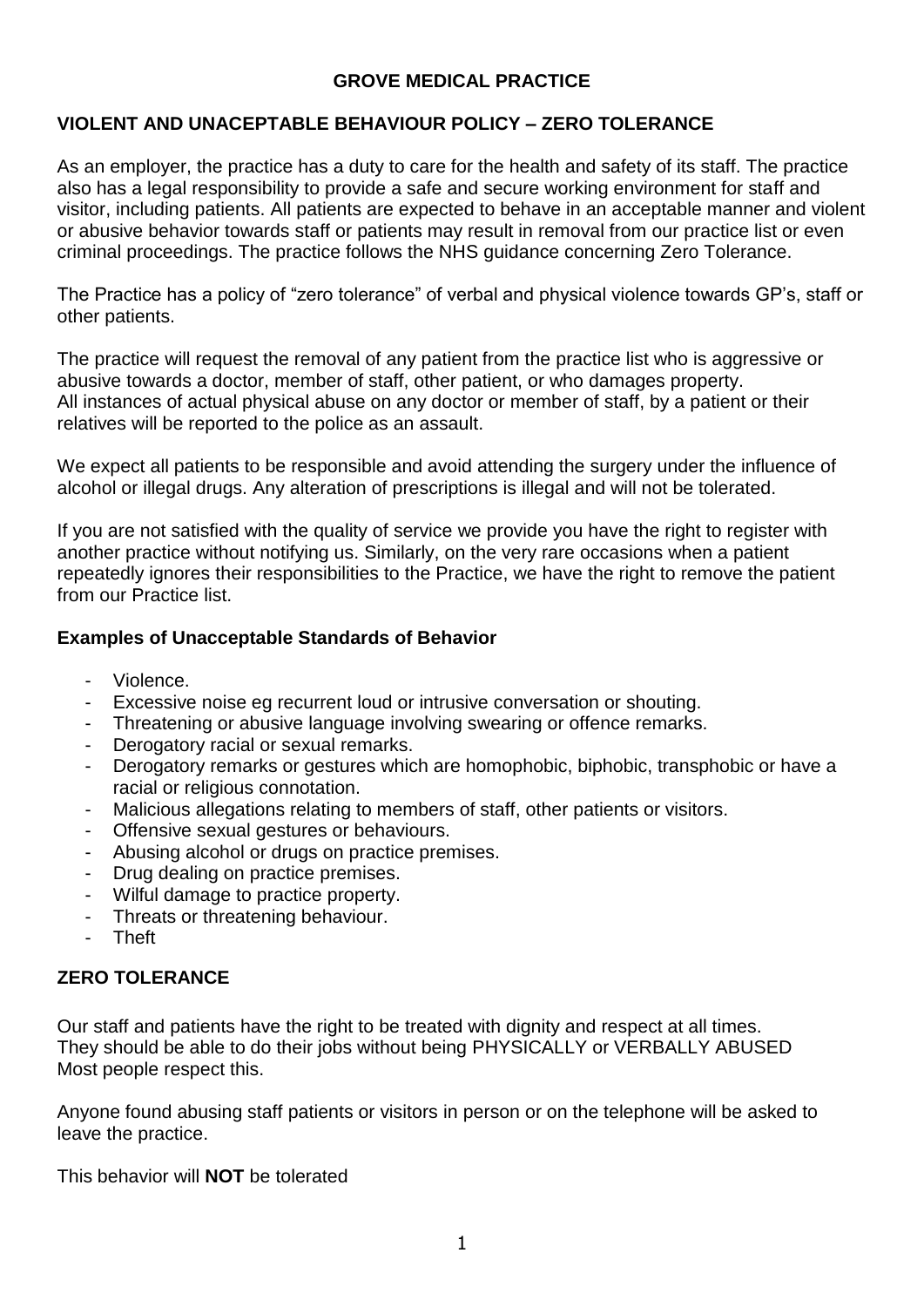# GROVE MEDICAL PRACTICE

## VIOLENT AND UNACEPTABLE BEHAVIOUR POLICY – ZERO TOLERANCE

As an employer, the practice has a duty to care for the health and safety of its staff. The practice also has a legal responsibility to provide a safe and secure working environment for staff and visitor, including patients. All patients are expected to behave in an acceptable manner and violent or abusive behavior towards staff or patients may result in removal from our practice list or even criminal proceedings. The practice follows the NHS guidance concerning Zero Tolerance.

The Practice has a policy of "zero tolerance" of verbal and physical violence towards GP's, staff or other patients.

The practice will request the removal of any patient from the practice list who is aggressive or abusive towards a doctor, member of staff, other patient, or who damages property.
All instances of actual physical abuse on any doctor or member of staff, by a patient or their relatives will be reported to the police as an assault.

We expect all patients to be responsible and avoid attending the surgery under the influence of alcohol or illegal drugs. Any alteration of prescriptions is illegal and will not be tolerated.

If you are not satisfied with the quality of service we provide you have the right to register with another practice without notifying us. Similarly, on the very rare occasions when a patient repeatedly ignores their responsibilities to the Practice, we have the right to remove the patient from our Practice list.

### Examples of Unacceptable Standards of Behavior

- Violence.
- Excessive noise eg recurrent loud or intrusive conversation or shouting.
- Threatening or abusive language involving swearing or offence remarks.
- Derogatory racial or sexual remarks.
- Derogatory remarks or gestures which are homophobic, biphobic, transphobic or have a racial or religious connotation.
- Malicious allegations relating to members of staff, other patients or visitors.
- Offensive sexual gestures or behaviours.
- Abusing alcohol or drugs on practice premises.
- Drug dealing on practice premises.
- Wilful damage to practice property.
- Threats or threatening behaviour.
- Theft

## ZERO TOLERANCE

Our staff and patients have the right to be treated with dignity and respect at all times.
They should be able to do their jobs without being PHYSICALLY or VERBALLY ABUSED
Most people respect this.

Anyone found abusing staff patients or visitors in person or on the telephone will be asked to leave the practice.

This behavior will **NOT** be tolerated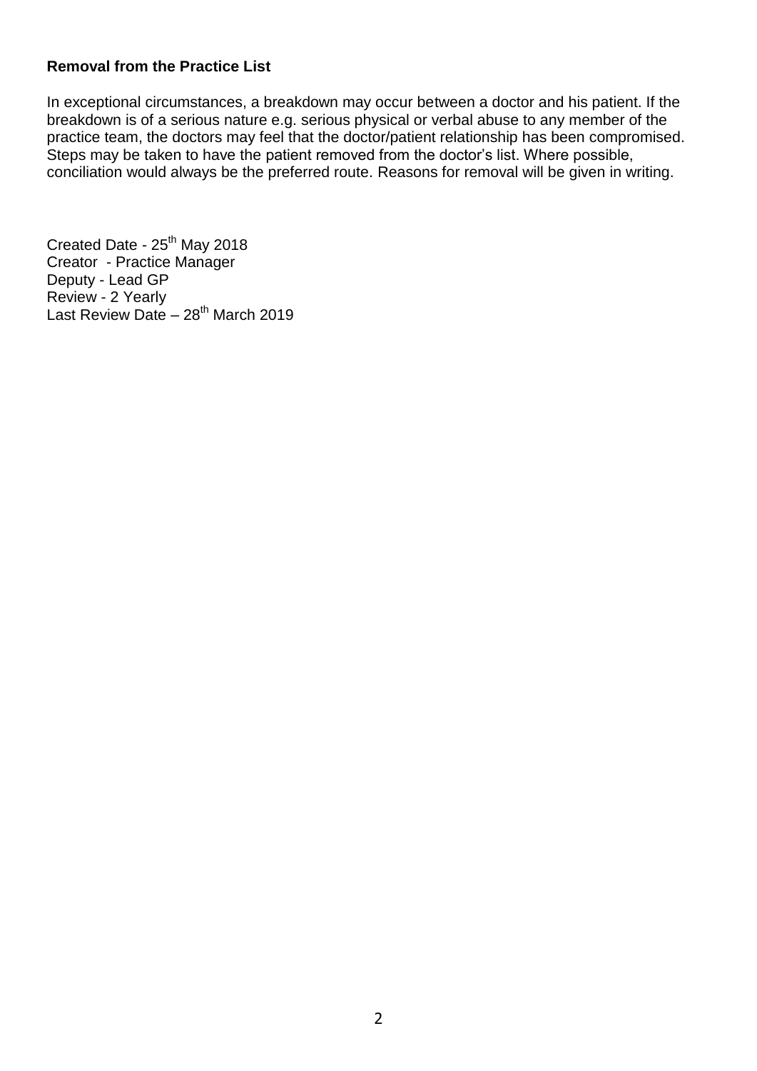**Removal from the Practice List**

In exceptional circumstances, a breakdown may occur between a doctor and his patient. If the breakdown is of a serious nature e.g. serious physical or verbal abuse to any member of the practice team, the doctors may feel that the doctor/patient relationship has been compromised. Steps may be taken to have the patient removed from the doctor's list. Where possible, conciliation would always be the preferred route. Reasons for removal will be given in writing.

Created Date - 25th May 2018
Creator - Practice Manager
Deputy - Lead GP
Review - 2 Yearly
Last Review Date – 28th March 2019